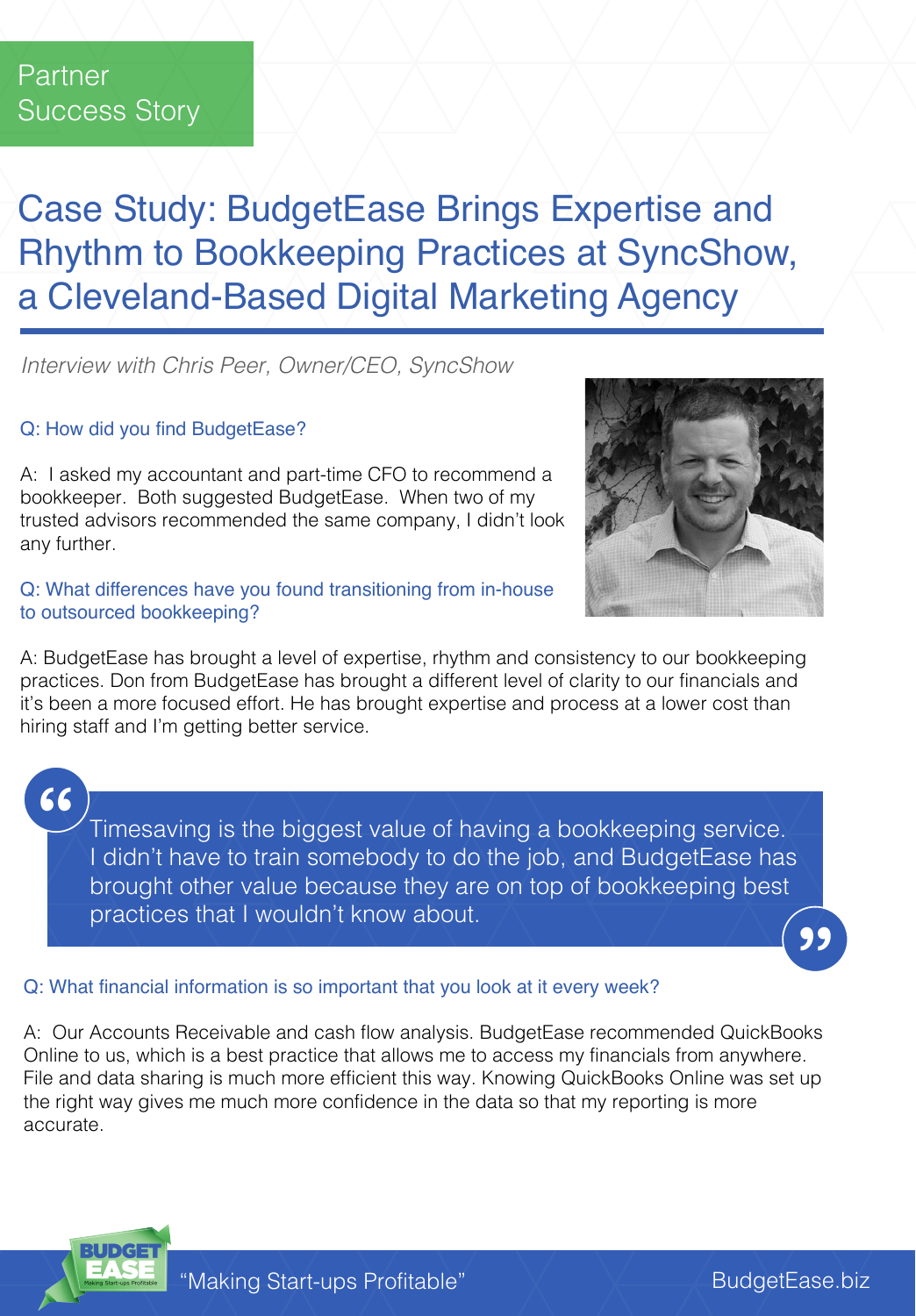Partner Success Story

# Case Study: BudgetEase Brings Expertise and Rhythm to Bookkeeping Practices at SyncShow, a Cleveland-Based Digital Marketing Agency

*Interview with Chris Peer, Owner/CEO, SyncShow*

**Q: How did you find BudgetEase?**

A: I asked my accountant and part-time CFO to recommend a bookkeeper. Both suggested BudgetEase. When two of my trusted advisors recommended the same company, I didn't look any further.

**Q: What differences have you found transitioning from in-house to outsourced bookkeeping?**

A: BudgetEase has brought a level of expertise, rhythm and consistency to our bookkeeping practices. Don from BudgetEase has brought a different level of clarity to our financials and it's been a more focused effort. He has brought expertise and process at a lower cost than hiring staff and I'm getting better service.

> "Timesaving is the biggest value of having a bookkeeping service. I didn't have to train somebody to do the job, and BudgetEase has brought other value because they are on top of bookkeeping best practices that I wouldn't know about."

**Q: What financial information is so important that you look at it every week?**

A: Our Accounts Receivable and cash flow analysis. BudgetEase recommended QuickBooks Online to us, which is a best practice that allows me to access my financials from anywhere. File and data sharing is much more efficient this way. Knowing QuickBooks Online was set up the right way gives me much more confidence in the data so that my reporting is more accurate.

BUDGET EASE — Making Start-ups Profitable

"Making Start-ups Profitable" BudgetEase.biz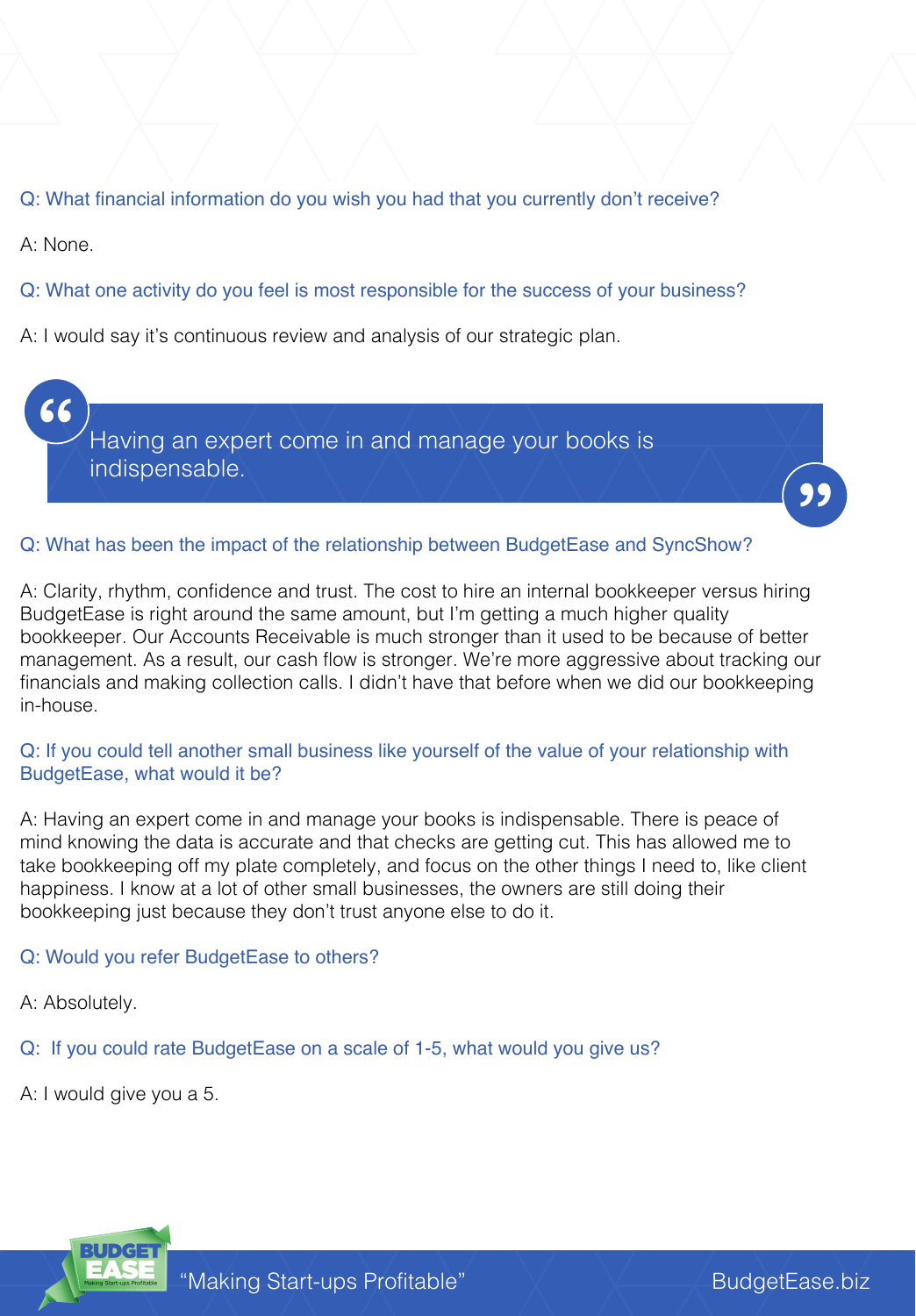Q: What financial information do you wish you had that you currently don't receive?

A: None.

Q: What one activity do you feel is most responsible for the success of your business?

A: I would say it's continuous review and analysis of our strategic plan.

> Having an expert come in and manage your books is indispensable.

Q: What has been the impact of the relationship between BudgetEase and SyncShow?

A: Clarity, rhythm, confidence and trust. The cost to hire an internal bookkeeper versus hiring BudgetEase is right around the same amount, but I'm getting a much higher quality bookkeeper. Our Accounts Receivable is much stronger than it used to be because of better management. As a result, our cash flow is stronger. We're more aggressive about tracking our financials and making collection calls. I didn't have that before when we did our bookkeeping in-house.

Q: If you could tell another small business like yourself of the value of your relationship with BudgetEase, what would it be?

A: Having an expert come in and manage your books is indispensable. There is peace of mind knowing the data is accurate and that checks are getting cut. This has allowed me to take bookkeeping off my plate completely, and focus on the other things I need to, like client happiness. I know at a lot of other small businesses, the owners are still doing their bookkeeping just because they don't trust anyone else to do it.

Q: Would you refer BudgetEase to others?

A: Absolutely.

Q: If you could rate BudgetEase on a scale of 1-5, what would you give us?

A: I would give you a 5.